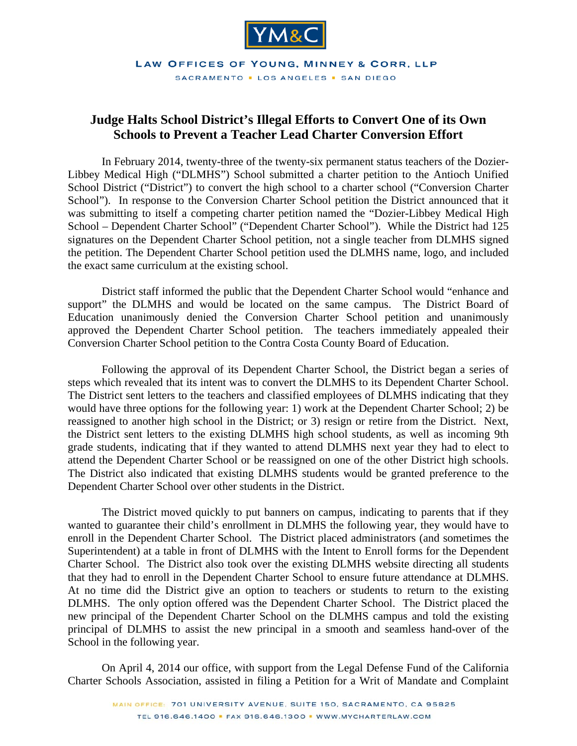YM&C

LAW OFFICES OF YOUNG, MINNEY & CORR, LLP

SACRAMENTO ▪ LOS ANGELES ▪ SAN DIEGO

# Judge Halts School District's Illegal Efforts to Convert One of its Own Schools to Prevent a Teacher Lead Charter Conversion Effort

In February 2014, twenty-three of the twenty-six permanent status teachers of the Dozier-Libbey Medical High ("DLMHS") School submitted a charter petition to the Antioch Unified School District ("District") to convert the high school to a charter school ("Conversion Charter School"). In response to the Conversion Charter School petition the District announced that it was submitting to itself a competing charter petition named the "Dozier-Libbey Medical High School – Dependent Charter School" ("Dependent Charter School"). While the District had 125 signatures on the Dependent Charter School petition, not a single teacher from DLMHS signed the petition. The Dependent Charter School petition used the DLMHS name, logo, and included the exact same curriculum at the existing school.

District staff informed the public that the Dependent Charter School would "enhance and support" the DLMHS and would be located on the same campus. The District Board of Education unanimously denied the Conversion Charter School petition and unanimously approved the Dependent Charter School petition. The teachers immediately appealed their Conversion Charter School petition to the Contra Costa County Board of Education.

Following the approval of its Dependent Charter School, the District began a series of steps which revealed that its intent was to convert the DLMHS to its Dependent Charter School. The District sent letters to the teachers and classified employees of DLMHS indicating that they would have three options for the following year: 1) work at the Dependent Charter School; 2) be reassigned to another high school in the District; or 3) resign or retire from the District. Next, the District sent letters to the existing DLMHS high school students, as well as incoming 9th grade students, indicating that if they wanted to attend DLMHS next year they had to elect to attend the Dependent Charter School or be reassigned on one of the other District high schools. The District also indicated that existing DLMHS students would be granted preference to the Dependent Charter School over other students in the District.

The District moved quickly to put banners on campus, indicating to parents that if they wanted to guarantee their child's enrollment in DLMHS the following year, they would have to enroll in the Dependent Charter School. The District placed administrators (and sometimes the Superintendent) at a table in front of DLMHS with the Intent to Enroll forms for the Dependent Charter School. The District also took over the existing DLMHS website directing all students that they had to enroll in the Dependent Charter School to ensure future attendance at DLMHS. At no time did the District give an option to teachers or students to return to the existing DLMHS. The only option offered was the Dependent Charter School. The District placed the new principal of the Dependent Charter School on the DLMHS campus and told the existing principal of DLMHS to assist the new principal in a smooth and seamless hand-over of the School in the following year.

On April 4, 2014 our office, with support from the Legal Defense Fund of the California Charter Schools Association, assisted in filing a Petition for a Writ of Mandate and Complaint

MAIN OFFICE: 701 UNIVERSITY AVENUE, SUITE 150, SACRAMENTO, CA 95825

TEL 916.646.1400 ▪ FAX 916.646.1300 ▪ WWW.MYCHARTERLAW.COM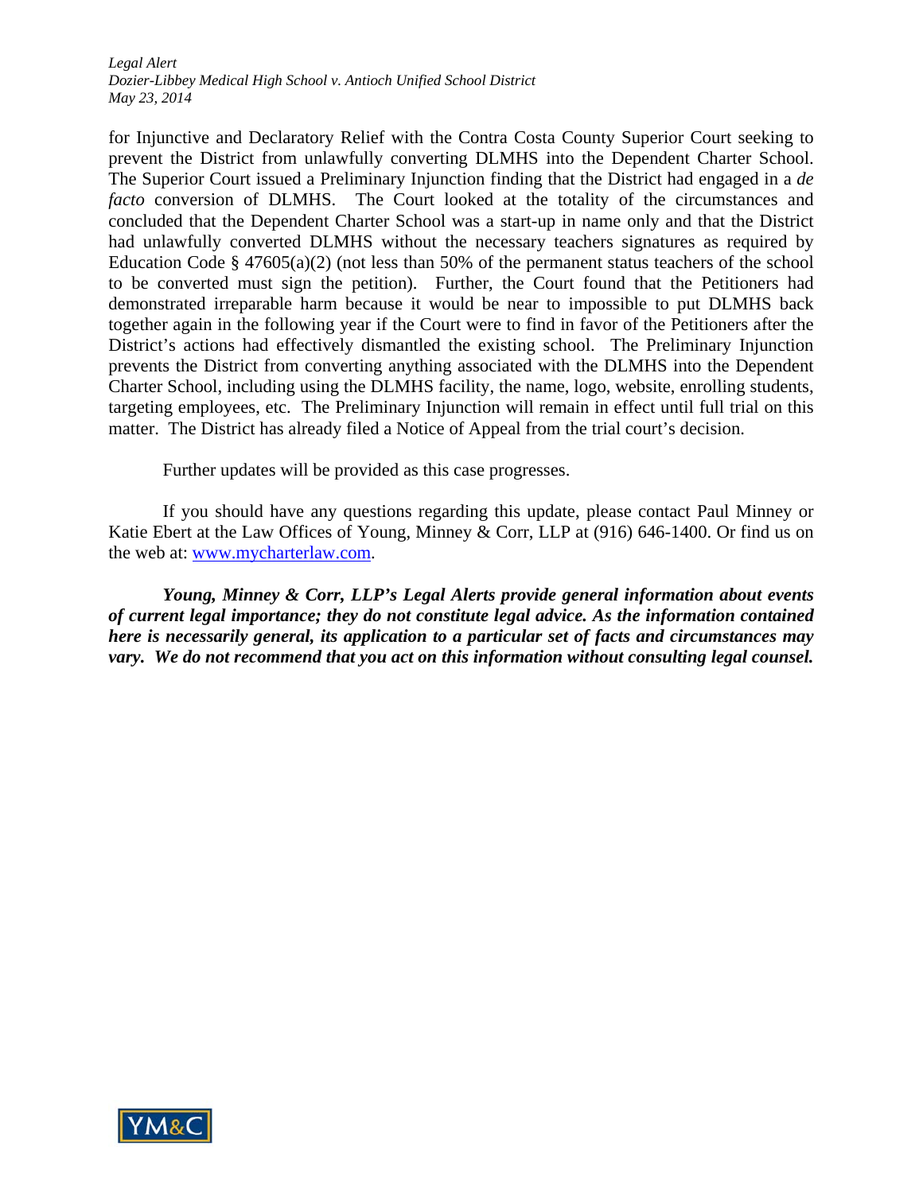for Injunctive and Declaratory Relief with the Contra Costa County Superior Court seeking to prevent the District from unlawfully converting DLMHS into the Dependent Charter School. The Superior Court issued a Preliminary Injunction finding that the District had engaged in a *de facto* conversion of DLMHS. The Court looked at the totality of the circumstances and concluded that the Dependent Charter School was a start-up in name only and that the District had unlawfully converted DLMHS without the necessary teachers signatures as required by Education Code § 47605(a)(2) (not less than 50% of the permanent status teachers of the school to be converted must sign the petition). Further, the Court found that the Petitioners had demonstrated irreparable harm because it would be near to impossible to put DLMHS back together again in the following year if the Court were to find in favor of the Petitioners after the District's actions had effectively dismantled the existing school. The Preliminary Injunction prevents the District from converting anything associated with the DLMHS into the Dependent Charter School, including using the DLMHS facility, the name, logo, website, enrolling students, targeting employees, etc. The Preliminary Injunction will remain in effect until full trial on this matter. The District has already filed a Notice of Appeal from the trial court's decision.

Further updates will be provided as this case progresses.

If you should have any questions regarding this update, please contact Paul Minney or Katie Ebert at the Law Offices of Young, Minney & Corr, LLP at (916) 646-1400. Or find us on the web at: [www.mycharterlaw.com](http://www.mycharterlaw.com).

***Young, Minney & Corr, LLP's Legal Alerts provide general information about events of current legal importance; they do not constitute legal advice. As the information contained here is necessarily general, its application to a particular set of facts and circumstances may vary. We do not recommend that you act on this information without consulting legal counsel.***